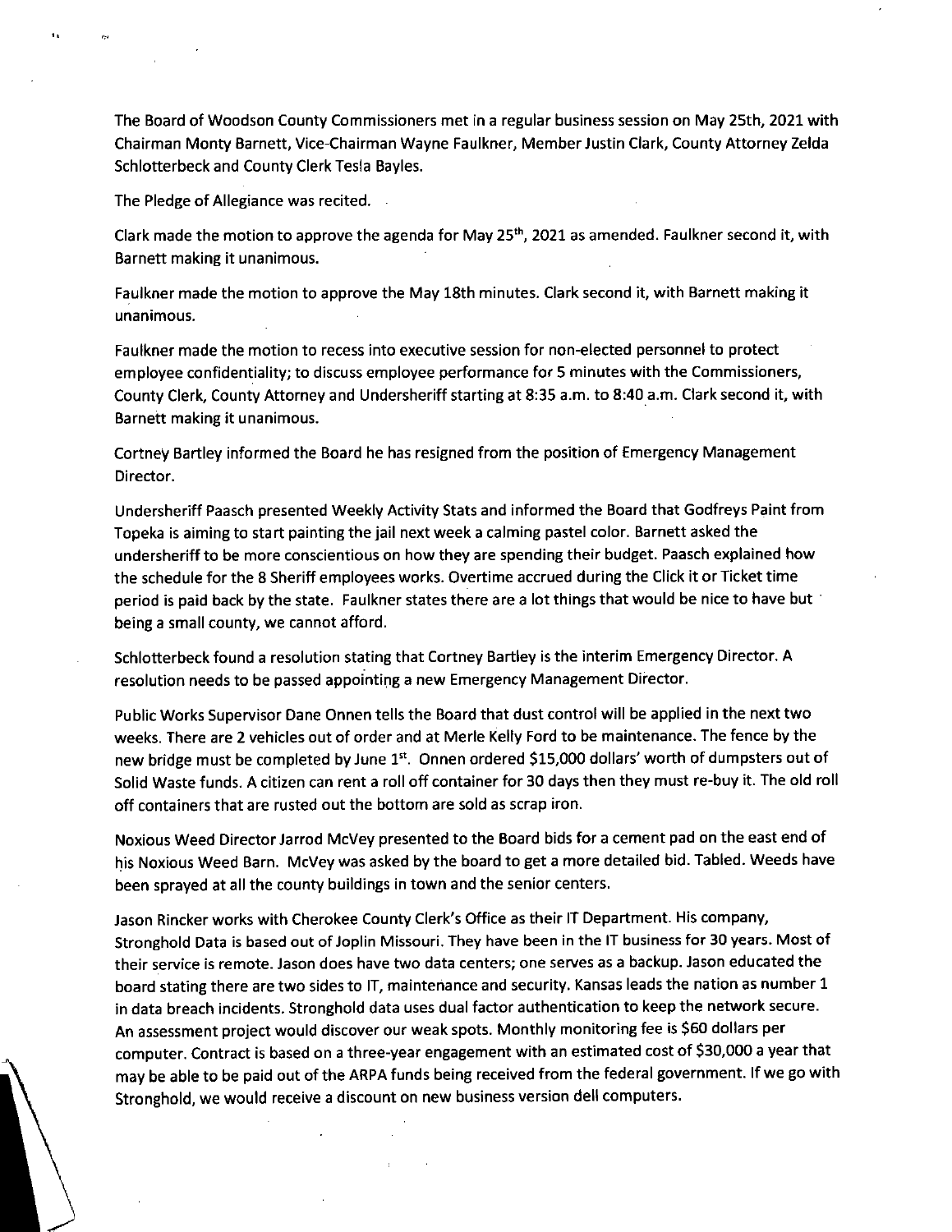The Board of Woodson County Commissioners met in a regular business session on May 25th, 2021 with Chairman Monty Barnett, Vice-Chairman Wayne Faulkner, Member Justin Clark, County Attorney Zelda Schlotterbeck and County Clerk Tesla Bayles.

The Pledge of Allegiance was recited.

Clark made the motion to approve the agenda for May 25th, 2021 as amended. Faulkner second it, with Barnett making it unanimous.

Faulkner made the motion to approve the May 18th minutes. Clark second it, with Barnett making it unanimous.

Faulkner made the motion to recess into executive session for non-elected personnel to protect employee confidentiality; to discuss employee performance for 5 minutes with the Commissioners, County Clerk, County Attorney and Undersheriff starting at 8:35 a.m. to 8:40 a.m. Clark second it, with Barnett making it unanimous.

Cortney Bartley informed the Board he has resigned from the position of Emergency Management Director.

Undersheriff Paasch presented Weekly Activity Stats and informed the Board that Godfreys Paint from Topeka is aiming to start painting the jail next week a calming pastel color. Barnett asked the undersheriff to be more conscientious on how they are spending their budget. Paasch explained how the schedule for the 8 Sheriff employees works. Overtime accrued during the Click it or Ticket time period is paid back by the state. Faulkner states there are a lot things that would be nice to have but being a small county, we cannot afford.

Schlotterbeck found a resolution stating that Cortney Bartley is the interim Emergency Director. A resolution needs to be passed appointing a new Emergency Management Director.

Public Works Supervisor Dane Onnen tells the Board that dust control will be applied in the next two weeks. There are 2 vehicles out of order and at Merle Kelly Ford to be maintenance. The fence by the new bridge must be completed by June 1st. Onnen ordered $15,000 dollars' worth of dumpsters out of Solid Waste funds. A citizen can rent a roll off container for 30 days then they must re-buy it. The old roll off containers that are rusted out the bottom are sold as scrap iron.

Noxious Weed Director Jarrod McVey presented to the Board bids for a cement pad on the east end of his Noxious Weed Barn. McVey was asked by the board to get a more detailed bid. Tabled. Weeds have been sprayed at all the county buildings in town and the senior centers.

Jason Rincker works with Cherokee County Clerk's Office as their IT Department. His company, Stronghold Data is based out of Joplin Missouri. They have been in the IT business for 30 years. Most of their service is remote. Jason does have two data centers; one serves as a backup. Jason educated the board stating there are two sides to IT, maintenance and security. Kansas leads the nation as number 1 in data breach incidents. Stronghold data uses dual factor authentication to keep the network secure. An assessment project would discover our weak spots. Monthly monitoring fee is $60 dollars per computer. Contract is based on a three-year engagement with an estimated cost of $30,000 a year that may be able to be paid out of the ARPA funds being received from the federal government. If we go with Stronghold, we would receive a discount on new business version dell computers.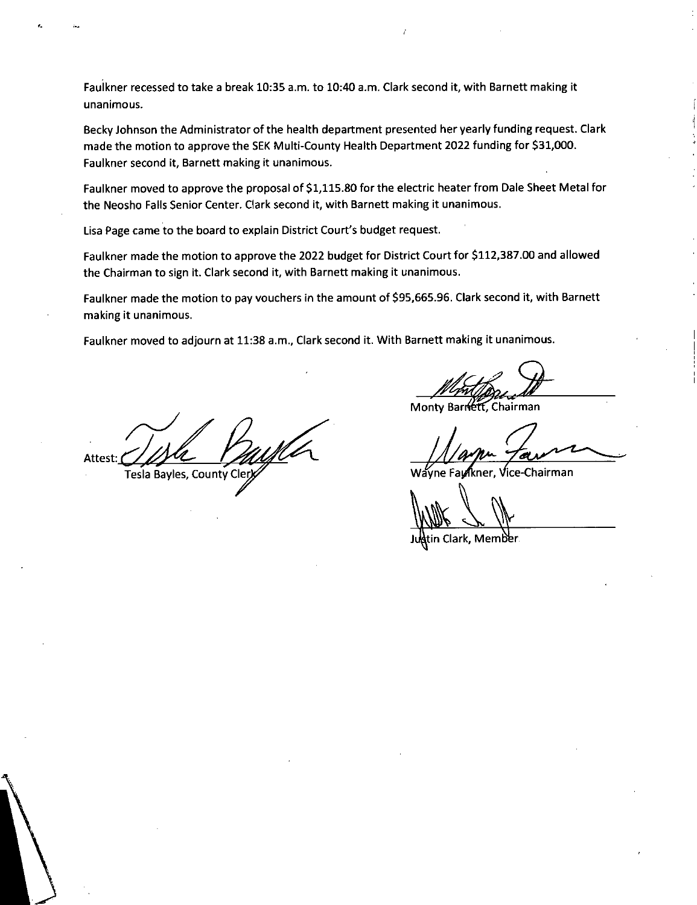Faulkner recessed to take a break 10:35 a.m. to 10:40 a.m. Clark second it, with Barnett making it unanimous.

Becky Johnson the Administrator of the health department presented her yearly funding request. Clark made the motion to approve the SEK Multi-County Health Department 2022 funding for $31,000. Faulkner second it, Barnett making it unanimous.

Faulkner moved to approve the proposal of $1,115.80 for the electric heater from Dale Sheet Metal for the Neosho Falls Senior Center. Clark second it, with Barnett making it unanimous.

Lisa Page came to the board to explain District Court's budget request.

Faulkner made the motion to approve the 2022 budget for District Court for $112,387.00 and allowed the Chairman to sign it. Clark second it, with Barnett making it unanimous.

Faulkner made the motion to pay vouchers in the amount of $95,665.96. Clark second it, with Barnett making it unanimous.

Faulkner moved to adjourn at 11:38 a.m., Clark second it. With Barnett making it unanimous.

Monty Barnett, Chairman

Attest:

Tesla Bayles, County Clerk

Wayne Faulkner, Vice-Chairman

Justin Clark, Member